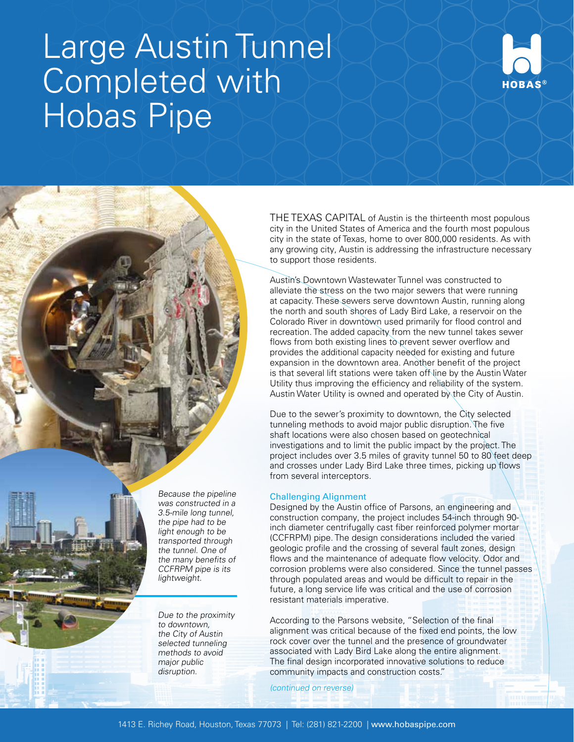# Large Austin Tunnel Completed with Hobas Pipe

HOBAS®

THE TEXAS CAPITAL of Austin is the thirteenth most populous city in the United States of America and the fourth most populous city in the state of Texas, home to over 800,000 residents. As with any growing city, Austin is addressing the infrastructure necessary to support those residents.

Austin's Downtown Wastewater Tunnel was constructed to alleviate the stress on the two major sewers that were running at capacity. These sewers serve downtown Austin, running along the north and south shores of Lady Bird Lake, a reservoir on the Colorado River in downtown used primarily for flood control and recreation. The added capacity from the new tunnel takes sewer flows from both existing lines to prevent sewer overflow and provides the additional capacity needed for existing and future expansion in the downtown area. Another benefit of the project is that several lift stations were taken off line by the Austin Water Utility thus improving the efficiency and reliability of the system. Austin Water Utility is owned and operated by the City of Austin.

Due to the sewer's proximity to downtown, the City selected tunneling methods to avoid major public disruption. The five shaft locations were also chosen based on geotechnical investigations and to limit the public impact by the project. The project includes over 3.5 miles of gravity tunnel 50 to 80 feet deep and crosses under Lady Bird Lake three times, picking up flows from several interceptors.

*Because the pipeline was constructed in a 3.5-mile long tunnel, the pipe had to be light enough to be transported through the tunnel. One of the many benefits of CCFRPM pipe is its lightweight.*

*Due to the proximity to downtown, the City of Austin selected tunneling methods to avoid major public disruption.*

## Challenging Alignment

Designed by the Austin office of Parsons, an engineering and construction company, the project includes 54-inch through 90-inch diameter centrifugally cast fiber reinforced polymer mortar (CCFRPM) pipe. The design considerations included the varied geologic profile and the crossing of several fault zones, design flows and the maintenance of adequate flow velocity. Odor and corrosion problems were also considered. Since the tunnel passes through populated areas and would be difficult to repair in the future, a long service life was critical and the use of corrosion resistant materials imperative.

According to the Parsons website, "Selection of the final alignment was critical because of the fixed end points, the low rock cover over the tunnel and the presence of groundwater associated with Lady Bird Lake along the entire alignment. The final design incorporated innovative solutions to reduce community impacts and construction costs."

*(continued on reverse)*

1413 E. Richey Road, Houston, Texas 77073 | Tel: (281) 821-2200 | www.hobaspipe.com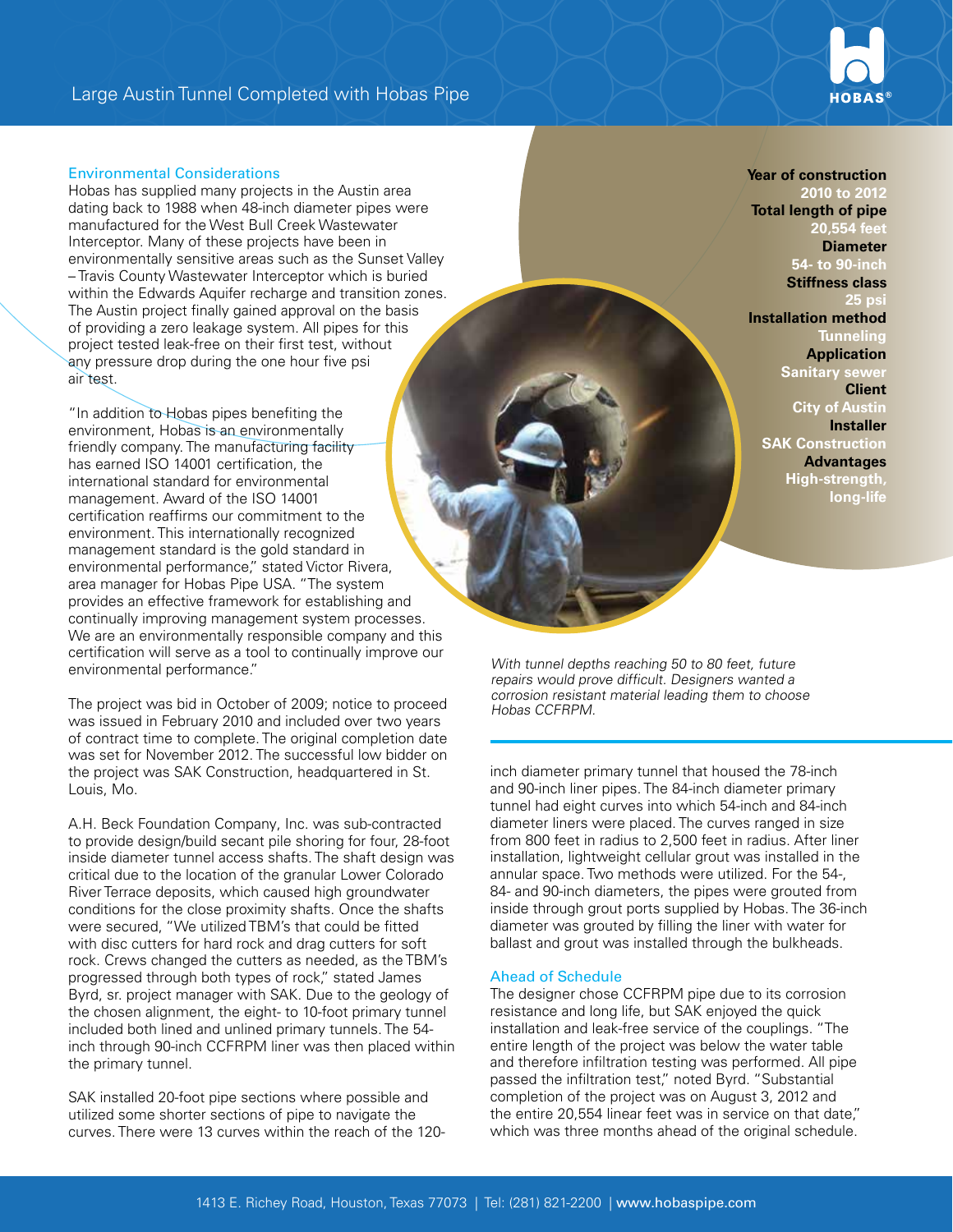## Environmental Considerations

Hobas has supplied many projects in the Austin area dating back to 1988 when 48-inch diameter pipes were manufactured for the West Bull Creek Wastewater Interceptor. Many of these projects have been in environmentally sensitive areas such as the Sunset Valley – Travis County Wastewater Interceptor which is buried within the Edwards Aquifer recharge and transition zones. The Austin project finally gained approval on the basis of providing a zero leakage system. All pipes for this project tested leak-free on their first test, without any pressure drop during the one hour five psi air test.

"In addition to Hobas pipes benefiting the environment, Hobas is an environmentally friendly company. The manufacturing facility has earned ISO 14001 certification, the international standard for environmental management. Award of the ISO 14001 certification reaffirms our commitment to the environment. This internationally recognized management standard is the gold standard in environmental performance," stated Victor Rivera, area manager for Hobas Pipe USA. "The system provides an effective framework for establishing and continually improving management system processes. We are an environmentally responsible company and this certification will serve as a tool to continually improve our environmental performance."

The project was bid in October of 2009; notice to proceed was issued in February 2010 and included over two years of contract time to complete. The original completion date was set for November 2012. The successful low bidder on the project was SAK Construction, headquartered in St. Louis, Mo.

A.H. Beck Foundation Company, Inc. was sub-contracted to provide design/build secant pile shoring for four, 28-foot inside diameter tunnel access shafts. The shaft design was critical due to the location of the granular Lower Colorado River Terrace deposits, which caused high groundwater conditions for the close proximity shafts. Once the shafts were secured, "We utilized TBM's that could be fitted with disc cutters for hard rock and drag cutters for soft rock. Crews changed the cutters as needed, as the TBM's progressed through both types of rock," stated James Byrd, sr. project manager with SAK. Due to the geology of the chosen alignment, the eight- to 10-foot primary tunnel included both lined and unlined primary tunnels. The 54-inch through 90-inch CCFRPM liner was then placed within the primary tunnel.

SAK installed 20-foot pipe sections where possible and utilized some shorter sections of pipe to navigate the curves. There were 13 curves within the reach of the 120-inch diameter primary tunnel that housed the 78-inch and 90-inch liner pipes. The 84-inch diameter primary tunnel had eight curves into which 54-inch and 84-inch diameter liners were placed. The curves ranged in size from 800 feet in radius to 2,500 feet in radius. After liner installation, lightweight cellular grout was installed in the annular space. Two methods were utilized. For the 54-, 84- and 90-inch diameters, the pipes were grouted from inside through grout ports supplied by Hobas. The 36-inch diameter was grouted by filling the liner with water for ballast and grout was installed through the bulkheads.

**Year of construction**
2010 to 2012
**Total length of pipe**
20,554 feet
**Diameter**
54- to 90-inch
**Stiffness class**
25 psi
**Installation method**
Tunneling
**Application**
Sanitary sewer
**Client**
City of Austin
**Installer**
SAK Construction
**Advantages**
High-strength, long-life

*With tunnel depths reaching 50 to 80 feet, future repairs would prove difficult. Designers wanted a corrosion resistant material leading them to choose Hobas CCFRPM.*

## Ahead of Schedule

The designer chose CCFRPM pipe due to its corrosion resistance and long life, but SAK enjoyed the quick installation and leak-free service of the couplings. "The entire length of the project was below the water table and therefore infiltration testing was performed. All pipe passed the infiltration test," noted Byrd. "Substantial completion of the project was on August 3, 2012 and the entire 20,554 linear feet was in service on that date," which was three months ahead of the original schedule.